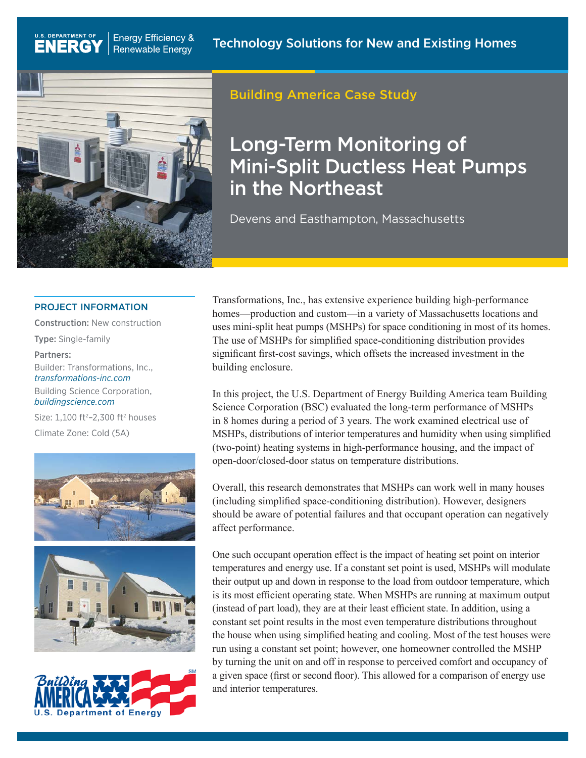U.S. DEPARTMENT OF ENERGY | Energy Efficiency & Renewable Energy

Technology Solutions for New and Existing Homes

Building America Case Study

# Long-Term Monitoring of Mini-Split Ductless Heat Pumps in the Northeast

Devens and Easthampton, Massachusetts

## PROJECT INFORMATION

**Construction:** New construction

**Type:** Single-family

**Partners:**

Builder: Transformations, Inc., *transformations-inc.com*

Building Science Corporation, *buildingscience.com*

Size: 1,100 ft²–2,300 ft² houses

Climate Zone: Cold (5A)

Transformations, Inc., has extensive experience building high-performance homes—production and custom—in a variety of Massachusetts locations and uses mini-split heat pumps (MSHPs) for space conditioning in most of its homes. The use of MSHPs for simplified space-conditioning distribution provides significant first-cost savings, which offsets the increased investment in the building enclosure.

In this project, the U.S. Department of Energy Building America team Building Science Corporation (BSC) evaluated the long-term performance of MSHPs in 8 homes during a period of 3 years. The work examined electrical use of MSHPs, distributions of interior temperatures and humidity when using simplified (two-point) heating systems in high-performance housing, and the impact of open-door/closed-door status on temperature distributions.

Overall, this research demonstrates that MSHPs can work well in many houses (including simplified space-conditioning distribution). However, designers should be aware of potential failures and that occupant operation can negatively affect performance.

One such occupant operation effect is the impact of heating set point on interior temperatures and energy use. If a constant set point is used, MSHPs will modulate their output up and down in response to the load from outdoor temperature, which is its most efficient operating state. When MSHPs are running at maximum output (instead of part load), they are at their least efficient state. In addition, using a constant set point results in the most even temperature distributions throughout the house when using simplified heating and cooling. Most of the test houses were run using a constant set point; however, one homeowner controlled the MSHP by turning the unit on and off in response to perceived comfort and occupancy of a given space (first or second floor). This allowed for a comparison of energy use and interior temperatures.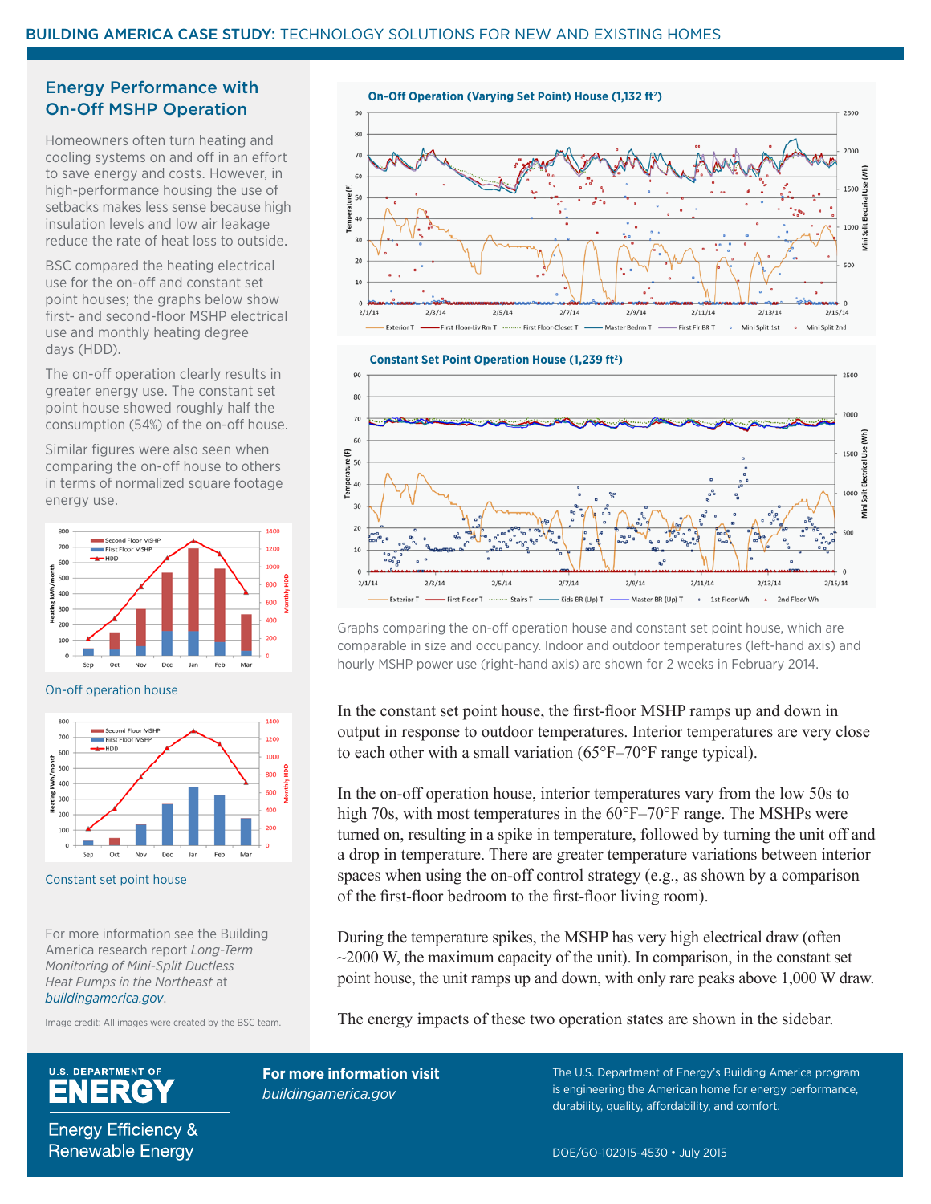## Energy Performance with On-Off MSHP Operation

Homeowners often turn heating and cooling systems on and off in an effort to save energy and costs. However, in high-performance housing the use of setbacks makes less sense because high insulation levels and low air leakage reduce the rate of heat loss to outside.

BSC compared the heating electrical use for the on-off and constant set point houses; the graphs below show first- and second-floor MSHP electrical use and monthly heating degree days (HDD).

The on-off operation clearly results in greater energy use. The constant set point house showed roughly half the consumption (54%) of the on-off house.

Similar figures were also seen when comparing the on-off house to others in terms of normalized square footage energy use.

Second Floor MSHP
First Floor MSHP
HDD
Heating kWh/month
Monthly HDD
0 100 200 300 400 500 600 700 800
0 200 400 600 800 1000 1200 1400
Sep Oct Nov Dec Jan Feb Mar

On-off operation house

Second Floor MSHP
First Floor MSHP
HDD
Heating kWh/month
Monthly HDD
0 100 200 300 400 500 600 700 800
0 200 400 600 800 1000 1200 1400
Sep Oct Nov Dec Jan Feb Mar

Constant set point house

For more information see the Building America research report *Long-Term Monitoring of Mini-Split Ductless Heat Pumps in the Northeast* at *buildingamerica.gov*.

Image credit: All images were created by the BSC team.

**On-Off Operation (Varying Set Point) House (1,132 ft²)**

Temperature (F)
0 10 20 30 40 50 60 70 80 90
Mini Split Electrical Use (Wh)
0 500 1000 1500 2000 2500
2/1/14 2/3/14 2/5/14 2/7/14 2/9/14 2/11/14 2/13/14 2/15/14
Exterior T, First Floor-Liv Rm T, First Floor-Closet T, Master Bedrm T, First Flr BR T, Mini Split 1st, Mini Split 2nd

**Constant Set Point Operation House (1,239 ft²)**

Temperature (F)
0 10 20 30 40 50 60 70 80 90
Mini Split Electrical Use (Wh)
0 500 1000 1500 2000 2500
2/1/14 2/3/14 2/5/14 2/7/14 2/9/14 2/11/14 2/13/14 2/15/14
Exterior T, First Floor T, Stairs T, Kids BR (Up) T, Master BR (Up) T, 1st Floor Wh, 2nd Floor Wh

Graphs comparing the on-off operation house and constant set point house, which are comparable in size and occupancy. Indoor and outdoor temperatures (left-hand axis) and hourly MSHP power use (right-hand axis) are shown for 2 weeks in February 2014.

In the constant set point house, the first-floor MSHP ramps up and down in output in response to outdoor temperatures. Interior temperatures are very close to each other with a small variation (65°F–70°F range typical).

In the on-off operation house, interior temperatures vary from the low 50s to high 70s, with most temperatures in the 60°F–70°F range. The MSHPs were turned on, resulting in a spike in temperature, followed by turning the unit off and a drop in temperature. There are greater temperature variations between interior spaces when using the on-off control strategy (e.g., as shown by a comparison of the first-floor bedroom to the first-floor living room).

During the temperature spikes, the MSHP has very high electrical draw (often ~2000 W, the maximum capacity of the unit). In comparison, in the constant set point house, the unit ramps up and down, with only rare peaks above 1,000 W draw.

The energy impacts of these two operation states are shown in the sidebar.

U.S. DEPARTMENT OF ENERGY

Energy Efficiency & Renewable Energy

**For more information visit**
*buildingamerica.gov*

The U.S. Department of Energy's Building America program is engineering the American home for energy performance, durability, quality, affordability, and comfort.

DOE/GO-102015-4530 • July 2015